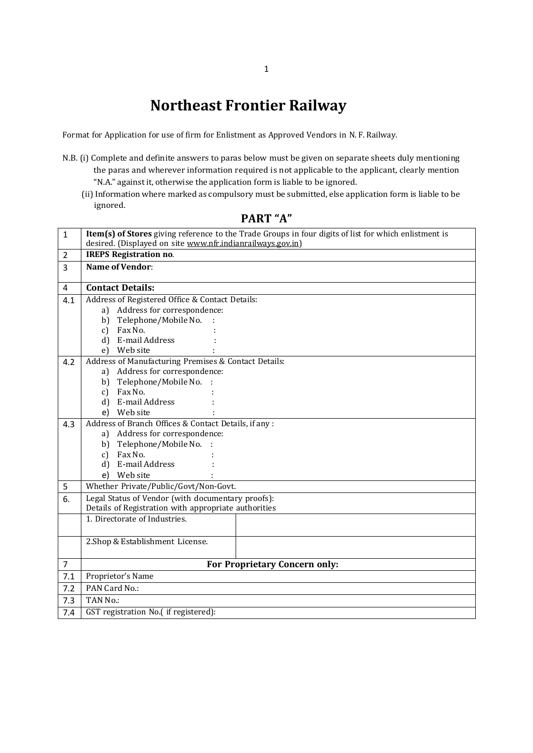# Northeast Frontier Railway

Format for Application for use of firm for Enlistment as Approved Vendors in N. F. Railway.

N.B. (i) Complete and definite answers to paras below must be given on separate sheets duly mentioning the paras and wherever information required is not applicable to the applicant, clearly mention "N.A." against it, otherwise the application form is liable to be ignored.

(ii) Information where marked as compulsory must be submitted, else application form is liable to be ignored.

## PART "A"

| | | |
|---|---|---|
| 1 | **Item(s) of Stores** giving reference to the Trade Groups in four digits of list for which enlistment is desired. (Displayed on site www.nfr.indianrailways.gov.in) | |
| 2 | **IREPS Registration no**. | |
| 3 | **Name of Vendor**: | |
| 4 | **Contact Details:** | |
| 4.1 | Address of Registered Office & Contact Details:<br>a) Address for correspondence:<br>b) Telephone/Mobile No. :<br>c) Fax No. :<br>d) E-mail Address :<br>e) Web site : | |
| 4.2 | Address of Manufacturing Premises & Contact Details:<br>a) Address for correspondence:<br>b) Telephone/Mobile No. :<br>c) Fax No. :<br>d) E-mail Address :<br>e) Web site : | |
| 4.3 | Address of Branch Offices & Contact Details, if any :<br>a) Address for correspondence:<br>b) Telephone/Mobile No. :<br>c) Fax No. :<br>d) E-mail Address :<br>e) Web site : | |
| 5 | Whether Private/Public/Govt/Non-Govt. | |
| 6. | Legal Status of Vendor (with documentary proofs):<br>Details of Registration with appropriate authorities | |
| | 1. Directorate of Industries. | |
| | 2.Shop & Establishment License. | |
| 7 | **For Proprietary Concern only:** | |
| 7.1 | Proprietor's Name | |
| 7.2 | PAN Card No.: | |
| 7.3 | TAN No.: | |
| 7.4 | GST registration No.( if registered): | |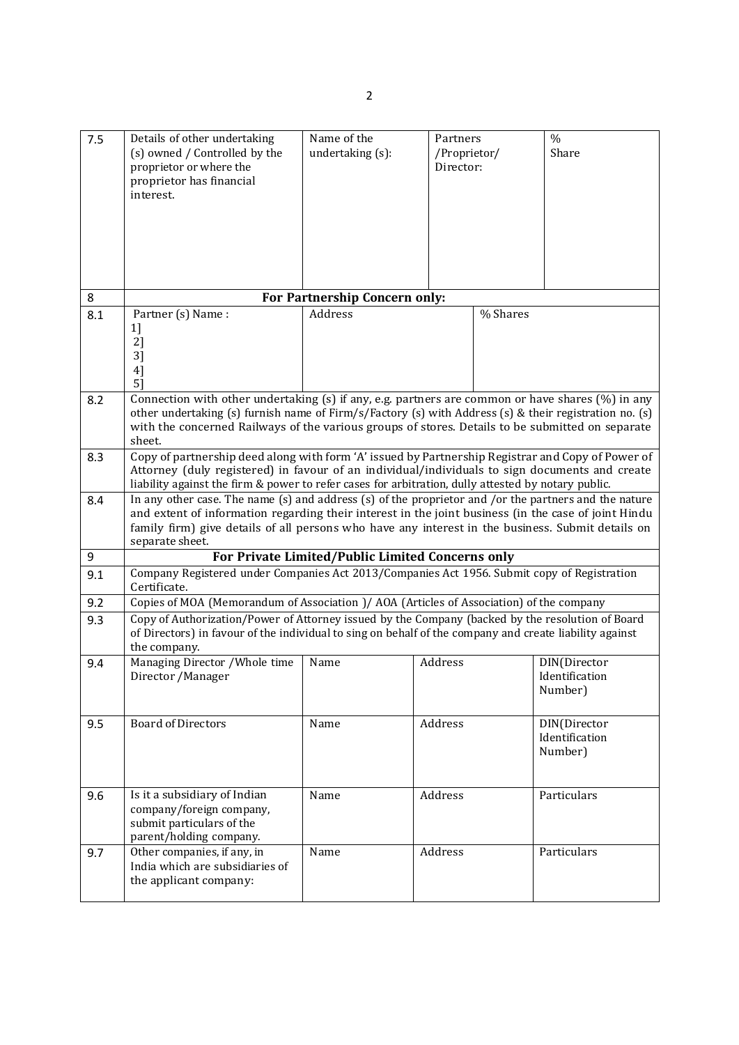| 7.5 | Details of other undertaking (s) owned / Controlled by the proprietor or where the proprietor has financial interest. | Name of the undertaking (s): | Partners /Proprietor/ Director: | % Share |
|---|---|---|---|---|
| 8 | **For Partnership Concern only:** | | | |
| 8.1 | Partner (s) Name : 1] 2] 3] 4] 5] | Address | | % Shares |
| 8.2 | Connection with other undertaking (s) if any, e.g. partners are common or have shares (%) in any other undertaking (s) furnish name of Firm/s/Factory (s) with Address (s) & their registration no. (s) with the concerned Railways of the various groups of stores. Details to be submitted on separate sheet. | | | |
| 8.3 | Copy of partnership deed along with form 'A' issued by Partnership Registrar and Copy of Power of Attorney (duly registered) in favour of an individual/individuals to sign documents and create liability against the firm & power to refer cases for arbitration, dully attested by notary public. | | | |
| 8.4 | In any other case. The name (s) and address (s) of the proprietor and /or the partners and the nature and extent of information regarding their interest in the joint business (in the case of joint Hindu family firm) give details of all persons who have any interest in the business. Submit details on separate sheet. | | | |
| 9 | **For Private Limited/Public Limited Concerns only** | | | |
| 9.1 | Company Registered under Companies Act 2013/Companies Act 1956. Submit copy of Registration Certificate. | | | |
| 9.2 | Copies of MOA (Memorandum of Association )/ AOA (Articles of Association) of the company | | | |
| 9.3 | Copy of Authorization/Power of Attorney issued by the Company (backed by the resolution of Board of Directors) in favour of the individual to sing on behalf of the company and create liability against the company. | | | |
| 9.4 | Managing Director /Whole time Director /Manager | Name | Address | DIN(Director Identification Number) |
| 9.5 | Board of Directors | Name | Address | DIN(Director Identification Number) |
| 9.6 | Is it a subsidiary of Indian company/foreign company, submit particulars of the parent/holding company. | Name | Address | Particulars |
| 9.7 | Other companies, if any, in India which are subsidiaries of the applicant company: | Name | Address | Particulars |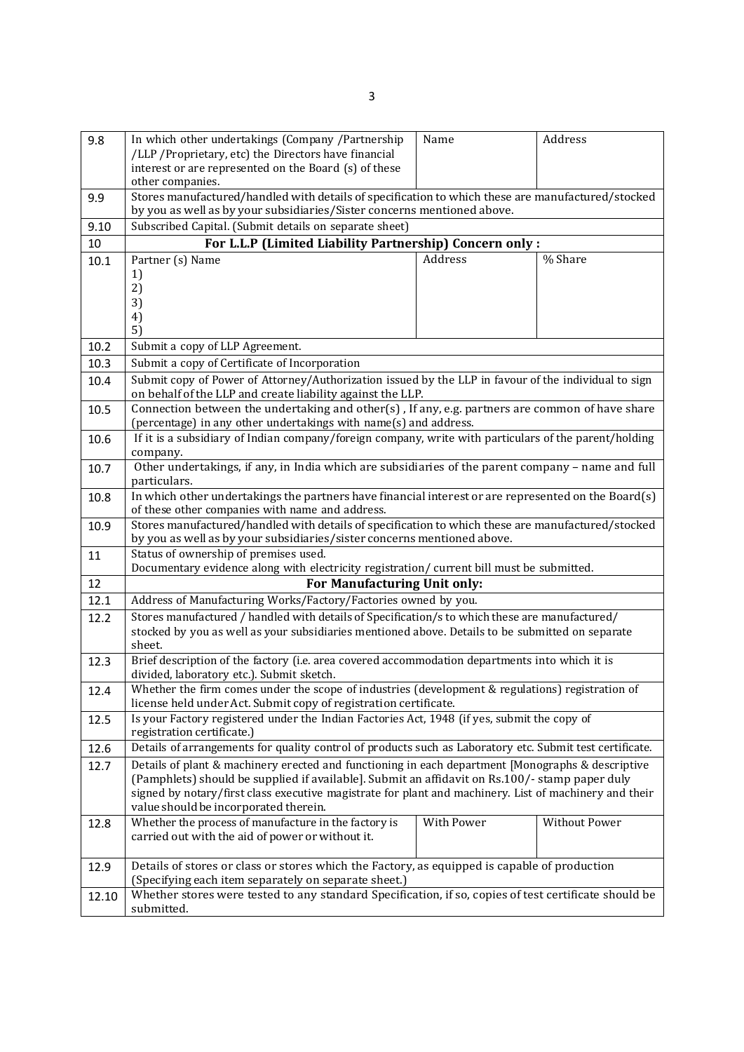| 9.8 | In which other undertakings (Company /Partnership /LLP /Proprietary, etc) the Directors have financial interest or are represented on the Board (s) of these other companies. | Name | Address |
|---|---|---|---|
| 9.9 | Stores manufactured/handled with details of specification to which these are manufactured/stocked by you as well as by your subsidiaries/Sister concerns mentioned above. | | |
| 9.10 | Subscribed Capital. (Submit details on separate sheet) | | |
| 10 | **For L.L.P (Limited Liability Partnership) Concern only :** | | |
| 10.1 | Partner (s) Name<br>1)<br>2)<br>3)<br>4)<br>5) | Address | % Share |
| 10.2 | Submit a copy of LLP Agreement. | | |
| 10.3 | Submit a copy of Certificate of Incorporation | | |
| 10.4 | Submit copy of Power of Attorney/Authorization issued by the LLP in favour of the individual to sign on behalf of the LLP and create liability against the LLP. | | |
| 10.5 | Connection between the undertaking and other(s) , If any, e.g. partners are common of have share (percentage) in any other undertakings with name(s) and address. | | |
| 10.6 | If it is a subsidiary of Indian company/foreign company, write with particulars of the parent/holding company. | | |
| 10.7 | Other undertakings, if any, in India which are subsidiaries of the parent company – name and full particulars. | | |
| 10.8 | In which other undertakings the partners have financial interest or are represented on the Board(s) of these other companies with name and address. | | |
| 10.9 | Stores manufactured/handled with details of specification to which these are manufactured/stocked by you as well as by your subsidiaries/sister concerns mentioned above. | | |
| 11 | Status of ownership of premises used.<br>Documentary evidence along with electricity registration/ current bill must be submitted. | | |
| 12 | **For Manufacturing Unit only:** | | |
| 12.1 | Address of Manufacturing Works/Factory/Factories owned by you. | | |
| 12.2 | Stores manufactured / handled with details of Specification/s to which these are manufactured/ stocked by you as well as your subsidiaries mentioned above. Details to be submitted on separate sheet. | | |
| 12.3 | Brief description of the factory (i.e. area covered accommodation departments into which it is divided, laboratory etc.). Submit sketch. | | |
| 12.4 | Whether the firm comes under the scope of industries (development & regulations) registration of license held under Act. Submit copy of registration certificate. | | |
| 12.5 | Is your Factory registered under the Indian Factories Act, 1948 (if yes, submit the copy of registration certificate.) | | |
| 12.6 | Details of arrangements for quality control of products such as Laboratory etc. Submit test certificate. | | |
| 12.7 | Details of plant & machinery erected and functioning in each department [Monographs & descriptive (Pamphlets) should be supplied if available]. Submit an affidavit on Rs.100/- stamp paper duly signed by notary/first class executive magistrate for plant and machinery. List of machinery and their value should be incorporated therein. | | |
| 12.8 | Whether the process of manufacture in the factory is carried out with the aid of power or without it. | With Power | Without Power |
| 12.9 | Details of stores or class or stores which the Factory, as equipped is capable of production (Specifying each item separately on separate sheet.) | | |
| 12.10 | Whether stores were tested to any standard Specification, if so, copies of test certificate should be submitted. | | |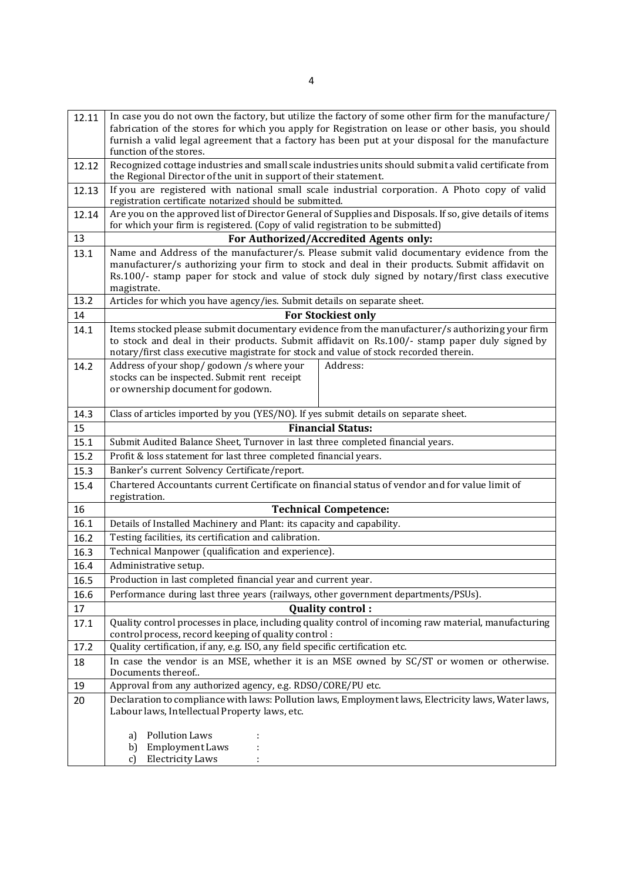| | |
|---|---|
| 12.11 | In case you do not own the factory, but utilize the factory of some other firm for the manufacture/ fabrication of the stores for which you apply for Registration on lease or other basis, you should furnish a valid legal agreement that a factory has been put at your disposal for the manufacture function of the stores. |
| 12.12 | Recognized cottage industries and small scale industries units should submit a valid certificate from the Regional Director of the unit in support of their statement. |
| 12.13 | If you are registered with national small scale industrial corporation. A Photo copy of valid registration certificate notarized should be submitted. |
| 12.14 | Are you on the approved list of Director General of Supplies and Disposals. If so, give details of items for which your firm is registered. (Copy of valid registration to be submitted) |
| 13 | **For Authorized/Accredited Agents only:** |
| 13.1 | Name and Address of the manufacturer/s. Please submit valid documentary evidence from the manufacturer/s authorizing your firm to stock and deal in their products. Submit affidavit on Rs.100/- stamp paper for stock and value of stock duly signed by notary/first class executive magistrate. |
| 13.2 | Articles for which you have agency/ies. Submit details on separate sheet. |
| 14 | **For Stockiest only** |
| 14.1 | Items stocked please submit documentary evidence from the manufacturer/s authorizing your firm to stock and deal in their products. Submit affidavit on Rs.100/- stamp paper duly signed by notary/first class executive magistrate for stock and value of stock recorded therein. |
| 14.2 | Address of your shop/ godown /s where your stocks can be inspected. Submit rent receipt or ownership document for godown. — Address: |
| 14.3 | Class of articles imported by you (YES/NO). If yes submit details on separate sheet. |
| 15 | **Financial Status:** |
| 15.1 | Submit Audited Balance Sheet, Turnover in last three completed financial years. |
| 15.2 | Profit & loss statement for last three completed financial years. |
| 15.3 | Banker's current Solvency Certificate/report. |
| 15.4 | Chartered Accountants current Certificate on financial status of vendor and for value limit of registration. |
| 16 | **Technical Competence:** |
| 16.1 | Details of Installed Machinery and Plant: its capacity and capability. |
| 16.2 | Testing facilities, its certification and calibration. |
| 16.3 | Technical Manpower (qualification and experience). |
| 16.4 | Administrative setup. |
| 16.5 | Production in last completed financial year and current year. |
| 16.6 | Performance during last three years (railways, other government departments/PSUs). |
| 17 | **Quality control :** |
| 17.1 | Quality control processes in place, including quality control of incoming raw material, manufacturing control process, record keeping of quality control : |
| 17.2 | Quality certification, if any, e.g. ISO, any field specific certification etc. |
| 18 | In case the vendor is an MSE, whether it is an MSE owned by SC/ST or women or otherwise. Documents thereof.. |
| 19 | Approval from any authorized agency, e.g. RDSO/CORE/PU etc. |
| 20 | Declaration to compliance with laws: Pollution laws, Employment laws, Electricity laws, Water laws, Labour laws, Intellectual Property laws, etc.<br><br>a) Pollution Laws :<br>b) Employment Laws :<br>c) Electricity Laws : |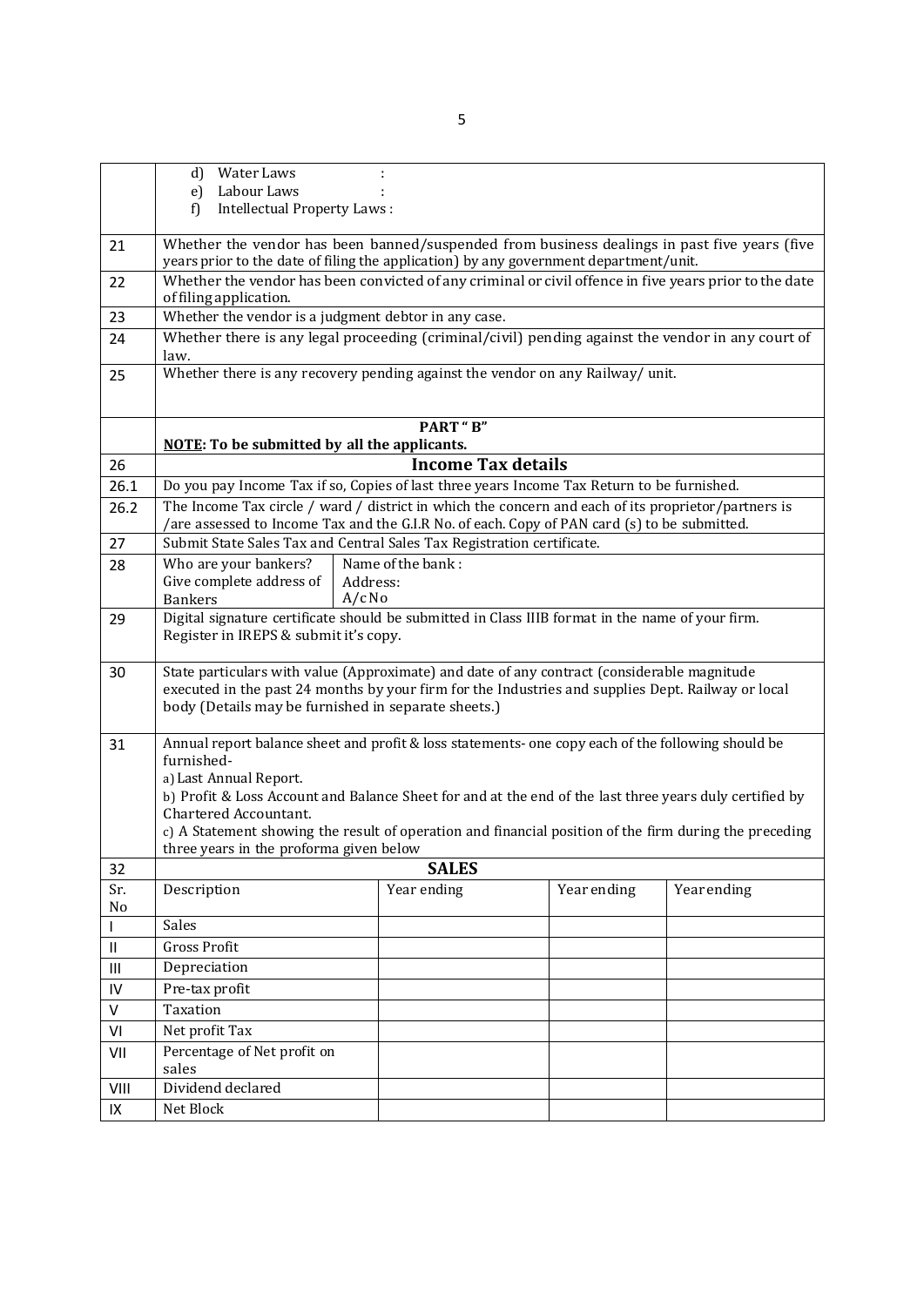|  |  |
|---|---|
|  | d) Water Laws : <br> e) Labour Laws : <br> f) Intellectual Property Laws : |
| 21 | Whether the vendor has been banned/suspended from business dealings in past five years (five years prior to the date of filing the application) by any government department/unit. |
| 22 | Whether the vendor has been convicted of any criminal or civil offence in five years prior to the date of filing application. |
| 23 | Whether the vendor is a judgment debtor in any case. |
| 24 | Whether there is any legal proceeding (criminal/civil) pending against the vendor in any court of law. |
| 25 | Whether there is any recovery pending against the vendor on any Railway/ unit. |

## PART " B"

**NOTE: To be submitted by all the applicants.**

| | | |
|---|---|---|
| 26 | **Income Tax details** | |
| 26.1 | Do you pay Income Tax if so, Copies of last three years Income Tax Return to be furnished. | |
| 26.2 | The Income Tax circle / ward / district in which the concern and each of its proprietor/partners is /are assessed to Income Tax and the G.I.R No. of each. Copy of PAN card (s) to be submitted. | |
| 27 | Submit State Sales Tax and Central Sales Tax Registration certificate. | |
| 28 | Who are your bankers? Give complete address of Bankers | Name of the bank : <br> Address: <br> A/c No |
| 29 | Digital signature certificate should be submitted in Class IIIB format in the name of your firm. Register in IREPS & submit it's copy. | |
| 30 | State particulars with value (Approximate) and date of any contract (considerable magnitude executed in the past 24 months by your firm for the Industries and supplies Dept. Railway or local body (Details may be furnished in separate sheets.) | |
| 31 | Annual report balance sheet and profit & loss statements- one copy each of the following should be furnished- <br> a) Last Annual Report. <br> b) Profit & Loss Account and Balance Sheet for and at the end of the last three years duly certified by Chartered Accountant. <br> c) A Statement showing the result of operation and financial position of the firm during the preceding three years in the proforma given below | |

| 32 | **SALES** | | | |
|---|---|---|---|---|
| Sr. No | Description | Year ending | Year ending | Year ending |
| I | Sales | | | |
| II | Gross Profit | | | |
| III | Depreciation | | | |
| IV | Pre-tax profit | | | |
| V | Taxation | | | |
| VI | Net profit Tax | | | |
| VII | Percentage of Net profit on sales | | | |
| VIII | Dividend declared | | | |
| IX | Net Block | | | |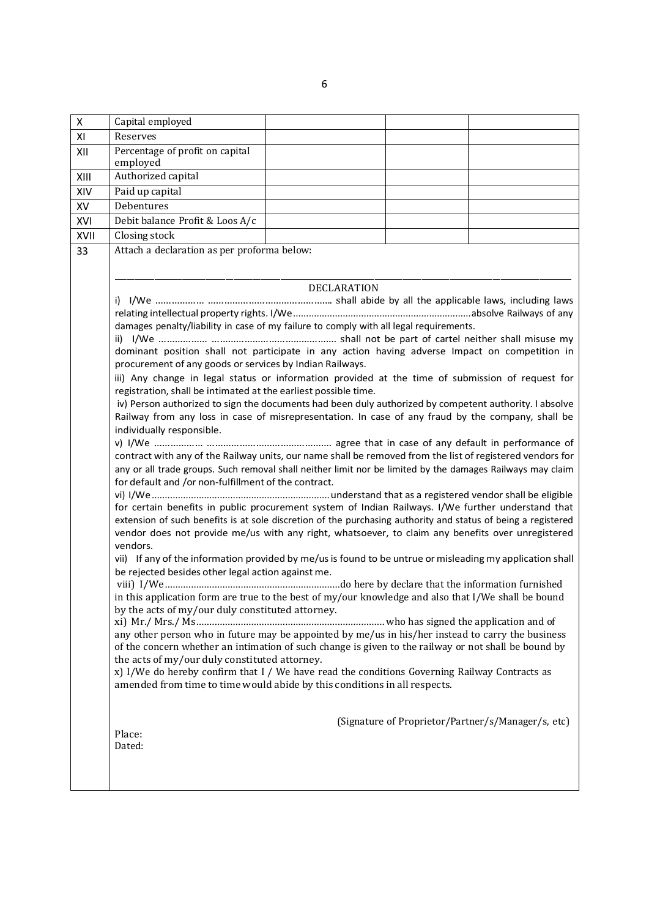| | | | | |
|---|---|---|---|---|
| X | Capital employed | | | |
| XI | Reserves | | | |
| XII | Percentage of profit on capital employed | | | |
| XIII | Authorized capital | | | |
| XIV | Paid up capital | | | |
| XV | Debentures | | | |
| XVI | Debit balance Profit & Loos A/c | | | |
| XVII | Closing stock | | | |

33 Attach a declaration as per proforma below:

---

DECLARATION

i) I/We ……………. ……………………………………. shall abide by all the applicable laws, including laws relating intellectual property rights. I/We………………………………………………………….absolve Railways of any damages penalty/liability in case of my failure to comply with all legal requirements.

ii) I/We ……………. ………………………………………. shall not be part of cartel neither shall misuse my dominant position shall not participate in any action having adverse Impact on competition in procurement of any goods or services by Indian Railways.

iii) Any change in legal status or information provided at the time of submission of request for registration, shall be intimated at the earliest possible time.

iv) Person authorized to sign the documents had been duly authorized by competent authority. I absolve Railway from any loss in case of misrepresentation. In case of any fraud by the company, shall be individually responsible.

v) I/We ……………. ………………………………………. agree that in case of any default in performance of contract with any of the Railway units, our name shall be removed from the list of registered vendors for any or all trade groups. Such removal shall neither limit nor be limited by the damages Railways may claim for default and /or non-fulfillment of the contract.

vi) I/We…………………………………………………………understand that as a registered vendor shall be eligible for certain benefits in public procurement system of Indian Railways. I/We further understand that extension of such benefits is at sole discretion of the purchasing authority and status of being a registered vendor does not provide me/us with any right, whatsoever, to claim any benefits over unregistered vendors.

vii) If any of the information provided by me/us is found to be untrue or misleading my application shall be rejected besides other legal action against me.

viii) I/We…………………………………………………………do here by declare that the information furnished in this application form are true to the best of my/our knowledge and also that I/We shall be bound by the acts of my/our duly constituted attorney.

xi) Mr./ Mrs./ Ms……………………………………………………………who has signed the application and of any other person who in future may be appointed by me/us in his/her instead to carry the business of the concern whether an intimation of such change is given to the railway or not shall be bound by the acts of my/our duly constituted attorney.

x) I/We do hereby confirm that I / We have read the conditions Governing Railway Contracts as amended from time to time would abide by this conditions in all respects.

(Signature of Proprietor/Partner/s/Manager/s, etc)

Place:
Dated: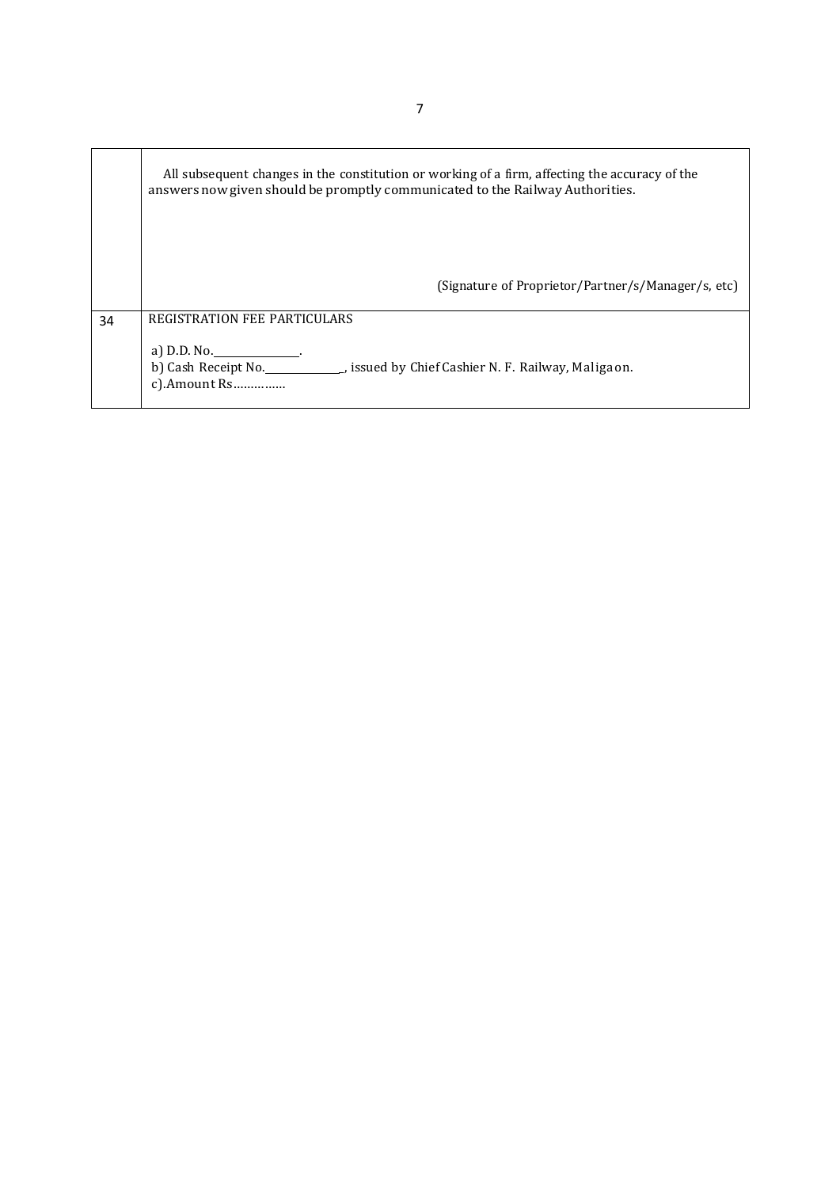| | |
|---|---|
| | All subsequent changes in the constitution or working of a firm, affecting the accuracy of the answers now given should be promptly communicated to the Railway Authorities.<br><br><br><br>(Signature of Proprietor/Partner/s/Manager/s, etc) |
| 34 | REGISTRATION FEE PARTICULARS<br><br>a) D.D. No.______________.<br>b) Cash Receipt No.____________, issued by Chief Cashier N. F. Railway, Maligaon.<br>c).Amount Rs…………… |